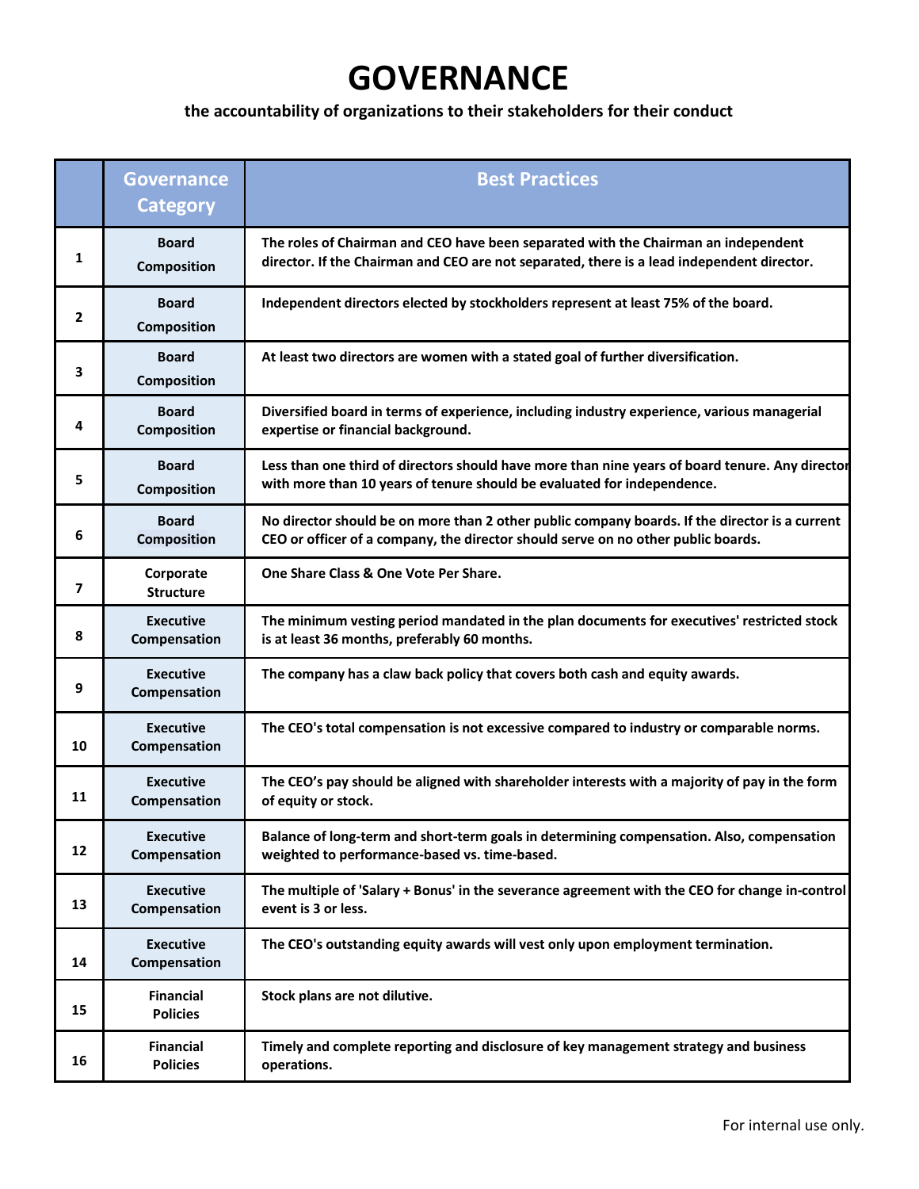# GOVERNANCE

**the accountability of organizations to their stakeholders for their conduct**

| | Governance Category | Best Practices |
|---|---|---|
| 1 | Board Composition | The roles of Chairman and CEO have been separated with the Chairman an independent director. If the Chairman and CEO are not separated, there is a lead independent director. |
| 2 | Board Composition | Independent directors elected by stockholders represent at least 75% of the board. |
| 3 | Board Composition | At least two directors are women with a stated goal of further diversification. |
| 4 | Board Composition | Diversified board in terms of experience, including industry experience, various managerial expertise or financial background. |
| 5 | Board Composition | Less than one third of directors should have more than nine years of board tenure. Any director with more than 10 years of tenure should be evaluated for independence. |
| 6 | Board Composition | No director should be on more than 2 other public company boards. If the director is a current CEO or officer of a company, the director should serve on no other public boards. |
| 7 | Corporate Structure | One Share Class & One Vote Per Share. |
| 8 | Executive Compensation | The minimum vesting period mandated in the plan documents for executives' restricted stock is at least 36 months, preferably 60 months. |
| 9 | Executive Compensation | The company has a claw back policy that covers both cash and equity awards. |
| 10 | Executive Compensation | The CEO's total compensation is not excessive compared to industry or comparable norms. |
| 11 | Executive Compensation | The CEO's pay should be aligned with shareholder interests with a majority of pay in the form of equity or stock. |
| 12 | Executive Compensation | Balance of long-term and short-term goals in determining compensation. Also, compensation weighted to performance-based vs. time-based. |
| 13 | Executive Compensation | The multiple of 'Salary + Bonus' in the severance agreement with the CEO for change in-control event is 3 or less. |
| 14 | Executive Compensation | The CEO's outstanding equity awards will vest only upon employment termination. |
| 15 | Financial Policies | Stock plans are not dilutive. |
| 16 | Financial Policies | Timely and complete reporting and disclosure of key management strategy and business operations. |

For internal use only.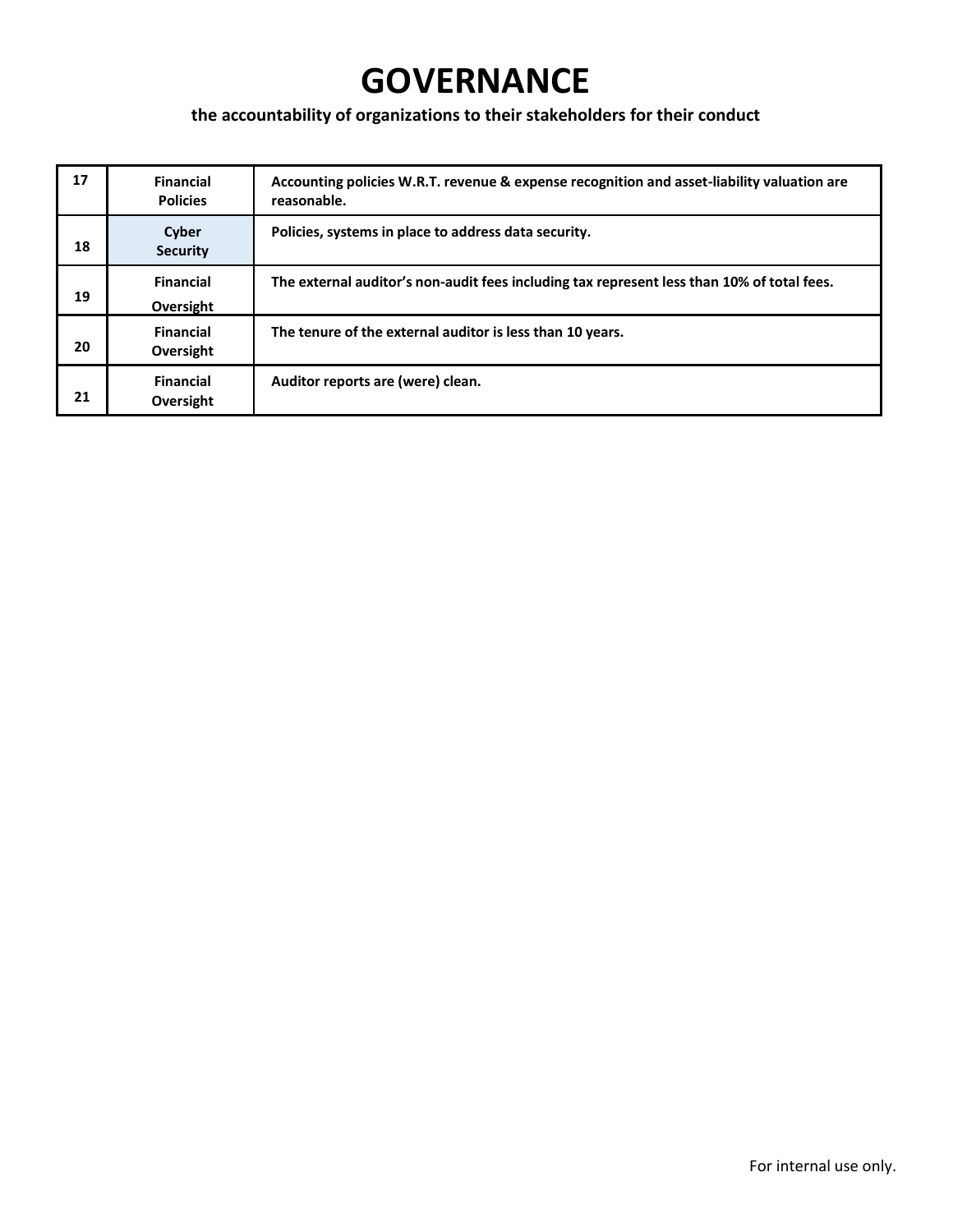# GOVERNANCE

**the accountability of organizations to their stakeholders for their conduct**

| | | |
|---|---|---|
| **17** | **Financial Policies** | **Accounting policies W.R.T. revenue & expense recognition and asset-liability valuation are reasonable.** |
| **18** | **Cyber Security** | **Policies, systems in place to address data security.** |
| **19** | **Financial Oversight** | **The external auditor's non-audit fees including tax represent less than 10% of total fees.** |
| **20** | **Financial Oversight** | **The tenure of the external auditor is less than 10 years.** |
| **21** | **Financial Oversight** | **Auditor reports are (were) clean.** |

For internal use only.